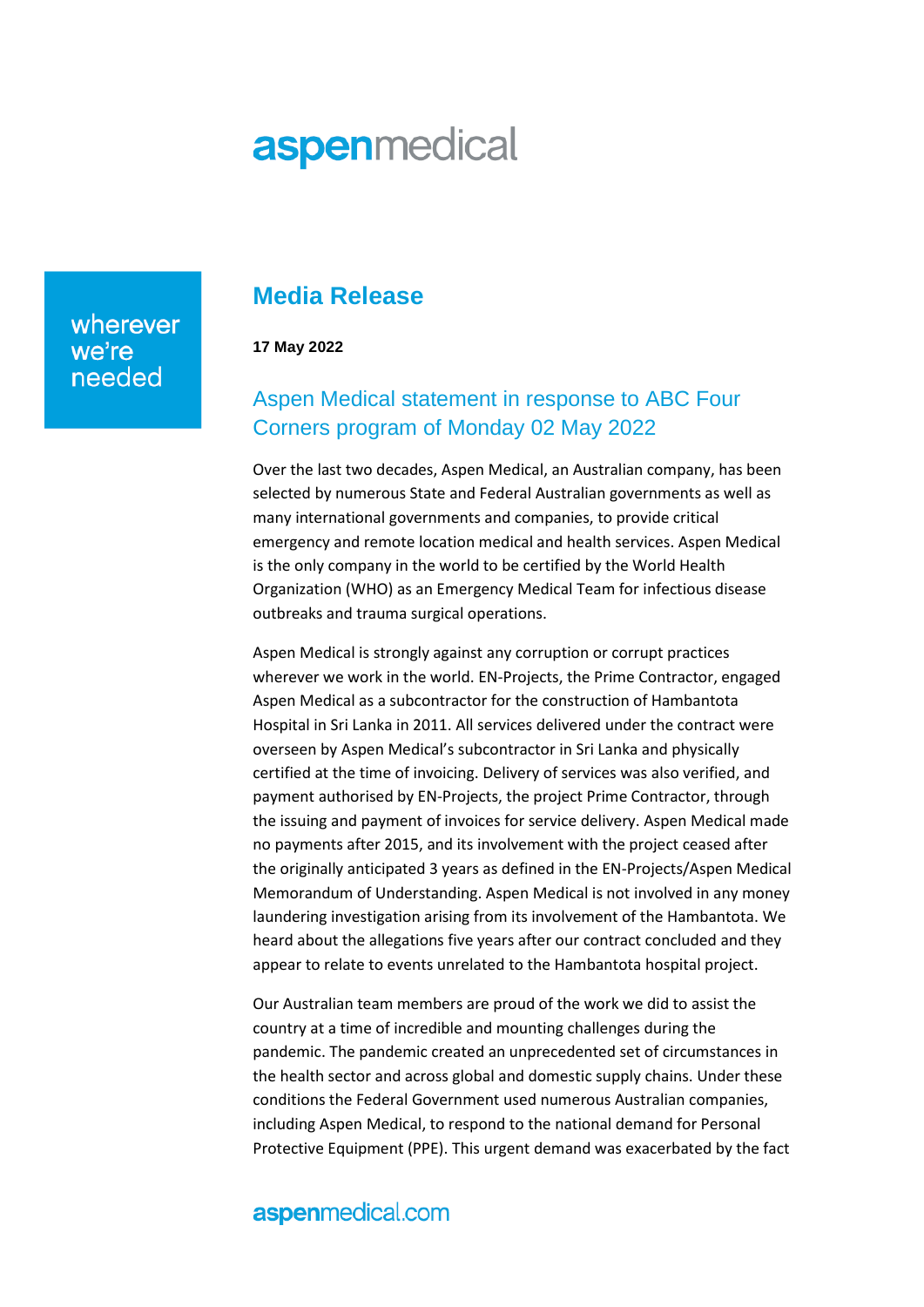# aspenmedical

wherever we're needed

## Media Release

**17 May 2022**

### Aspen Medical statement in response to ABC Four Corners program of Monday 02 May 2022

Over the last two decades, Aspen Medical, an Australian company, has been selected by numerous State and Federal Australian governments as well as many international governments and companies, to provide critical emergency and remote location medical and health services. Aspen Medical is the only company in the world to be certified by the World Health Organization (WHO) as an Emergency Medical Team for infectious disease outbreaks and trauma surgical operations.

Aspen Medical is strongly against any corruption or corrupt practices wherever we work in the world. EN-Projects, the Prime Contractor, engaged Aspen Medical as a subcontractor for the construction of Hambantota Hospital in Sri Lanka in 2011. All services delivered under the contract were overseen by Aspen Medical's subcontractor in Sri Lanka and physically certified at the time of invoicing. Delivery of services was also verified, and payment authorised by EN-Projects, the project Prime Contractor, through the issuing and payment of invoices for service delivery. Aspen Medical made no payments after 2015, and its involvement with the project ceased after the originally anticipated 3 years as defined in the EN-Projects/Aspen Medical Memorandum of Understanding. Aspen Medical is not involved in any money laundering investigation arising from its involvement of the Hambantota. We heard about the allegations five years after our contract concluded and they appear to relate to events unrelated to the Hambantota hospital project.

Our Australian team members are proud of the work we did to assist the country at a time of incredible and mounting challenges during the pandemic. The pandemic created an unprecedented set of circumstances in the health sector and across global and domestic supply chains. Under these conditions the Federal Government used numerous Australian companies, including Aspen Medical, to respond to the national demand for Personal Protective Equipment (PPE). This urgent demand was exacerbated by the fact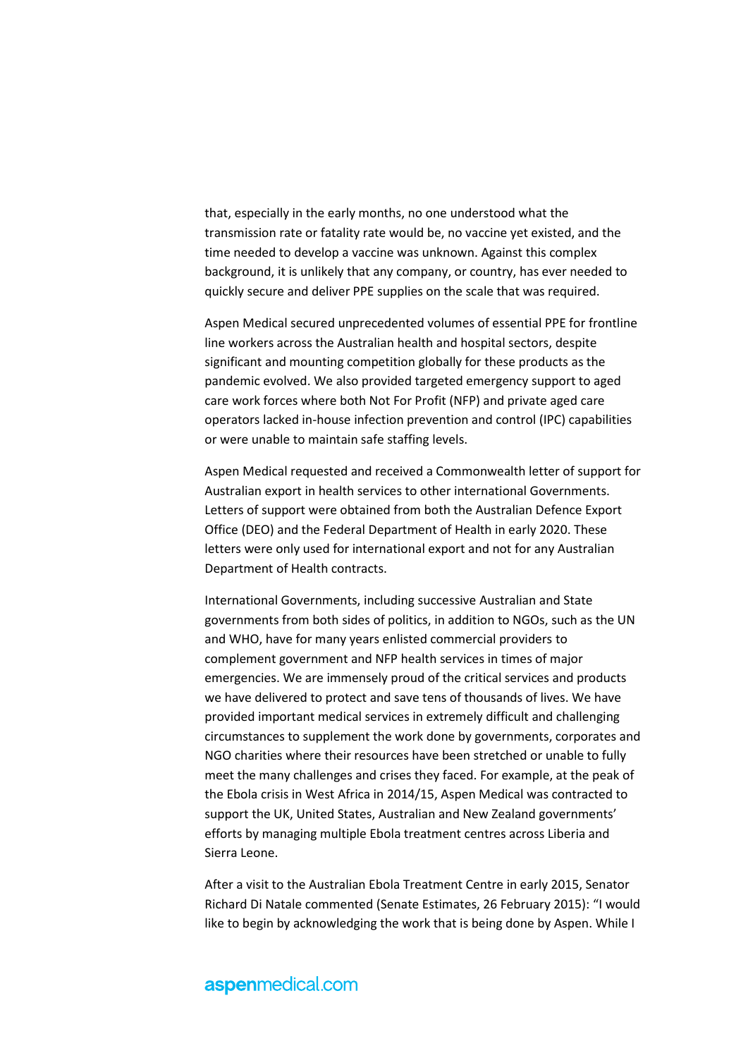that, especially in the early months, no one understood what the transmission rate or fatality rate would be, no vaccine yet existed, and the time needed to develop a vaccine was unknown. Against this complex background, it is unlikely that any company, or country, has ever needed to quickly secure and deliver PPE supplies on the scale that was required.

Aspen Medical secured unprecedented volumes of essential PPE for frontline line workers across the Australian health and hospital sectors, despite significant and mounting competition globally for these products as the pandemic evolved. We also provided targeted emergency support to aged care work forces where both Not For Profit (NFP) and private aged care operators lacked in-house infection prevention and control (IPC) capabilities or were unable to maintain safe staffing levels.

Aspen Medical requested and received a Commonwealth letter of support for Australian export in health services to other international Governments. Letters of support were obtained from both the Australian Defence Export Office (DEO) and the Federal Department of Health in early 2020. These letters were only used for international export and not for any Australian Department of Health contracts.

International Governments, including successive Australian and State governments from both sides of politics, in addition to NGOs, such as the UN and WHO, have for many years enlisted commercial providers to complement government and NFP health services in times of major emergencies. We are immensely proud of the critical services and products we have delivered to protect and save tens of thousands of lives. We have provided important medical services in extremely difficult and challenging circumstances to supplement the work done by governments, corporates and NGO charities where their resources have been stretched or unable to fully meet the many challenges and crises they faced. For example, at the peak of the Ebola crisis in West Africa in 2014/15, Aspen Medical was contracted to support the UK, United States, Australian and New Zealand governments' efforts by managing multiple Ebola treatment centres across Liberia and Sierra Leone.

After a visit to the Australian Ebola Treatment Centre in early 2015, Senator Richard Di Natale commented (Senate Estimates, 26 February 2015): "I would like to begin by acknowledging the work that is being done by Aspen. While I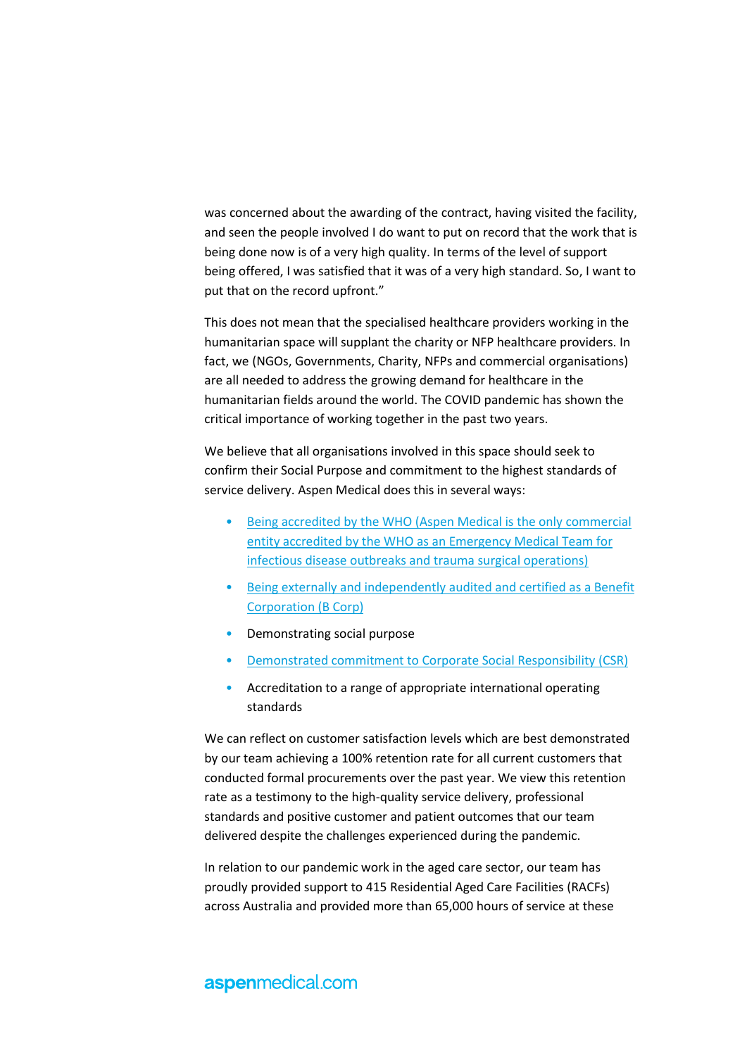was concerned about the awarding of the contract, having visited the facility, and seen the people involved I do want to put on record that the work that is being done now is of a very high quality. In terms of the level of support being offered, I was satisfied that it was of a very high standard. So, I want to put that on the record upfront."

This does not mean that the specialised healthcare providers working in the humanitarian space will supplant the charity or NFP healthcare providers. In fact, we (NGOs, Governments, Charity, NFPs and commercial organisations) are all needed to address the growing demand for healthcare in the humanitarian fields around the world. The COVID pandemic has shown the critical importance of working together in the past two years.

We believe that all organisations involved in this space should seek to confirm their Social Purpose and commitment to the highest standards of service delivery. Aspen Medical does this in several ways:

- Being accredited by the WHO (Aspen Medical is the only commercial entity accredited by the WHO as an Emergency Medical Team for infectious disease outbreaks and trauma surgical operations)
- Being externally and independently audited and certified as a Benefit Corporation (B Corp)
- Demonstrating social purpose
- Demonstrated commitment to Corporate Social Responsibility (CSR)
- Accreditation to a range of appropriate international operating standards

We can reflect on customer satisfaction levels which are best demonstrated by our team achieving a 100% retention rate for all current customers that conducted formal procurements over the past year. We view this retention rate as a testimony to the high-quality service delivery, professional standards and positive customer and patient outcomes that our team delivered despite the challenges experienced during the pandemic.

In relation to our pandemic work in the aged care sector, our team has proudly provided support to 415 Residential Aged Care Facilities (RACFs) across Australia and provided more than 65,000 hours of service at these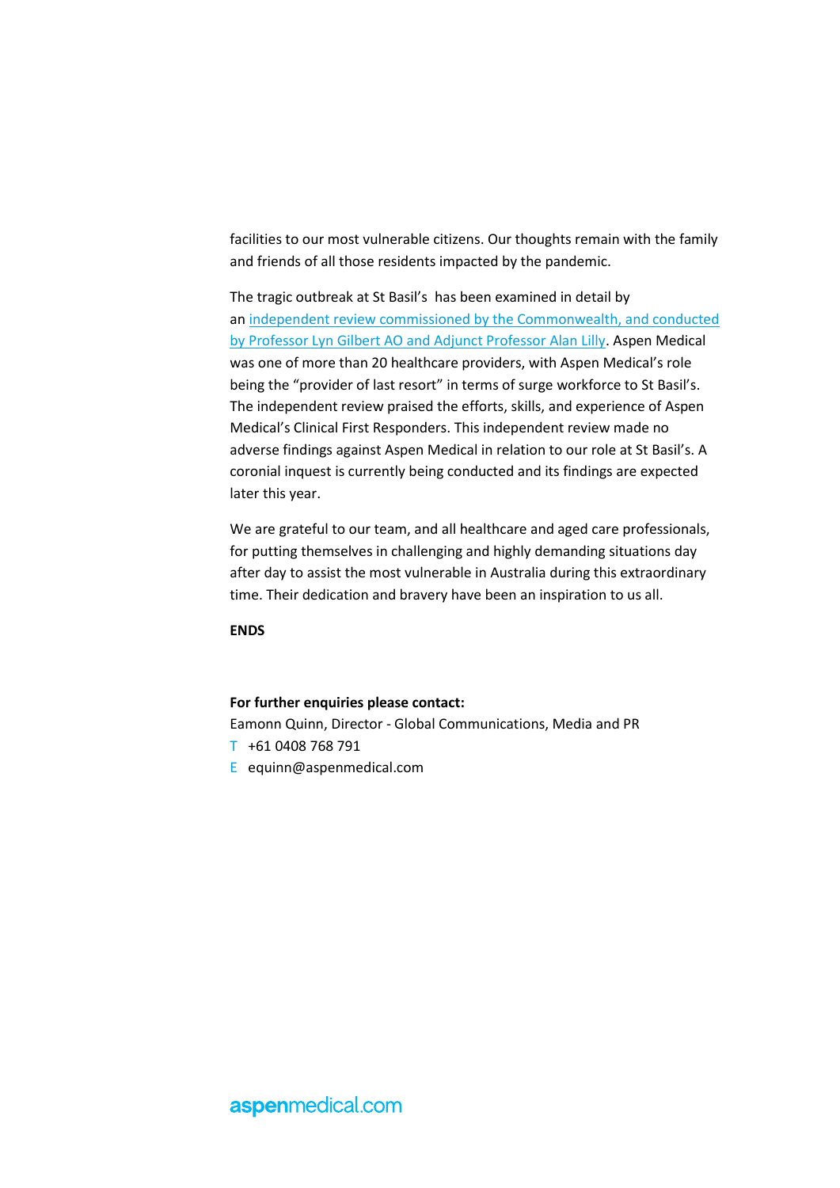facilities to our most vulnerable citizens. Our thoughts remain with the family and friends of all those residents impacted by the pandemic.

The tragic outbreak at St Basil's has been examined in detail by an independent review commissioned by the Commonwealth, and conducted by Professor Lyn Gilbert AO and Adjunct Professor Alan Lilly. Aspen Medical was one of more than 20 healthcare providers, with Aspen Medical's role being the "provider of last resort" in terms of surge workforce to St Basil's. The independent review praised the efforts, skills, and experience of Aspen Medical's Clinical First Responders. This independent review made no adverse findings against Aspen Medical in relation to our role at St Basil's. A coronial inquest is currently being conducted and its findings are expected later this year.

We are grateful to our team, and all healthcare and aged care professionals, for putting themselves in challenging and highly demanding situations day after day to assist the most vulnerable in Australia during this extraordinary time. Their dedication and bravery have been an inspiration to us all.

**ENDS**

**For further enquiries please contact:**
Eamonn Quinn, Director - Global Communications, Media and PR
T +61 0408 768 791
E equinn@aspenmedical.com

aspenmedical.com